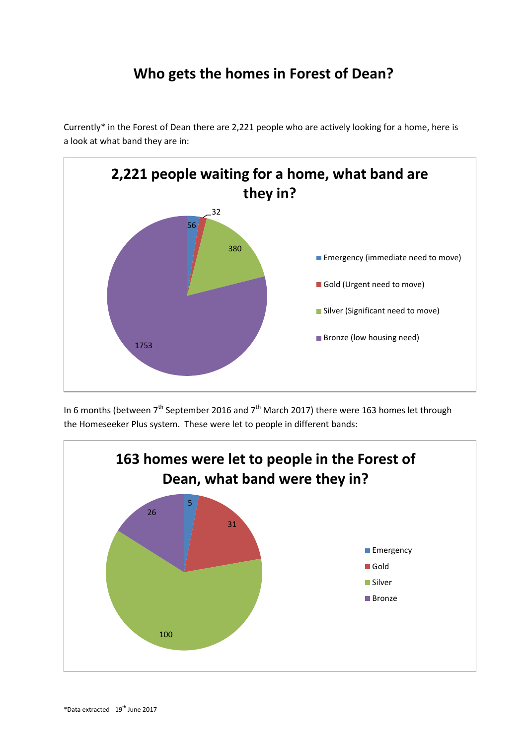# Who gets the homes in Forest of Dean?

Currently* in the Forest of Dean there are 2,221 people who are actively looking for a home, here is a look at what band they are in:

**2,221 people waiting for a home, what band are they in?**

| Band | Number |
|---|---|
| Emergency (immediate need to move) | 56 |
| Gold (Urgent need to move) | 32 |
| Silver (Significant need to move) | 380 |
| Bronze (low housing need) | 1753 |

In 6 months (between 7th September 2016 and 7th March 2017) there were 163 homes let through the Homeseeker Plus system. These were let to people in different bands:

**163 homes were let to people in the Forest of Dean, what band were they in?**

| Band | Number |
|---|---|
| Emergency | 5 |
| Gold | 31 |
| Silver | 100 |
| Bronze | 26 |

*Data extracted - 19th June 2017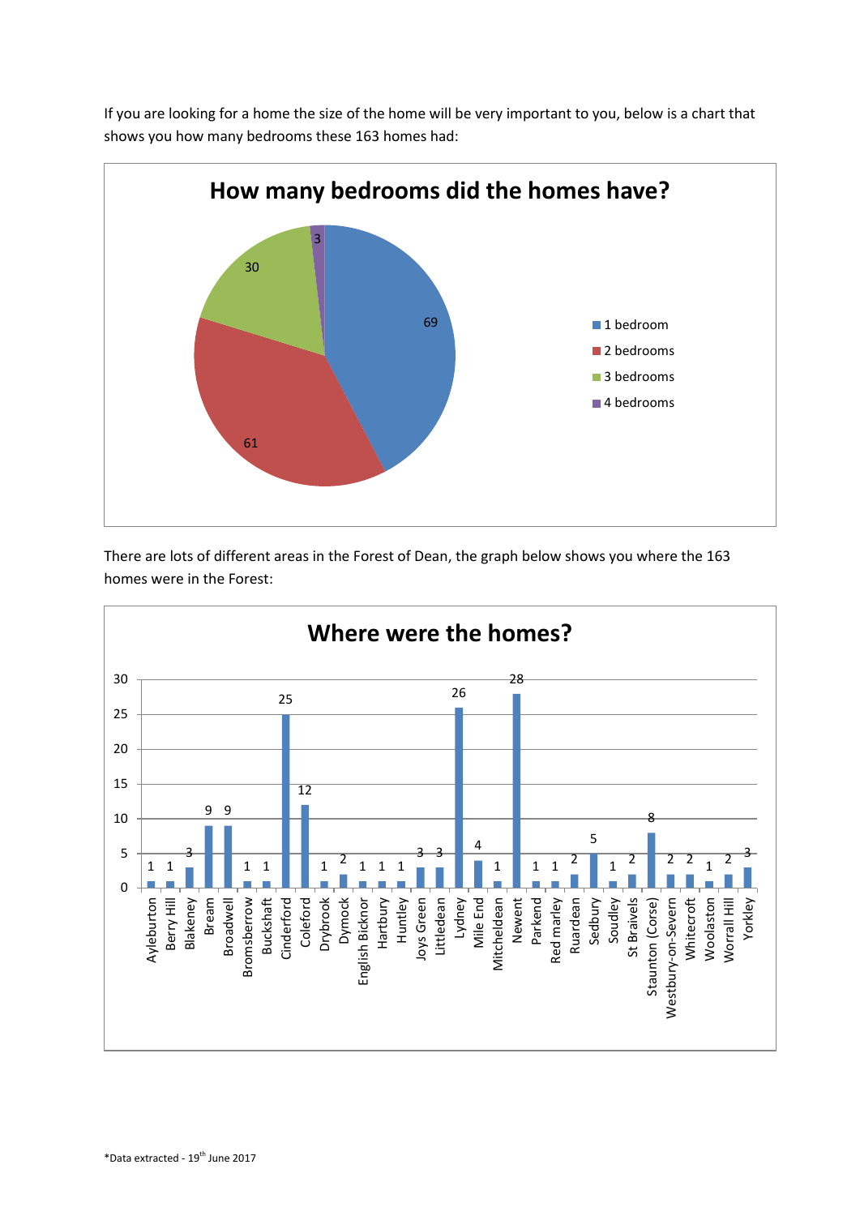If you are looking for a home the size of the home will be very important to you, below is a chart that shows you how many bedrooms these 163 homes had:

**How many bedrooms did the homes have?**

69
61
30
3

1 bedroom
2 bedrooms
3 bedrooms
4 bedrooms

There are lots of different areas in the Forest of Dean, the graph below shows you where the 163 homes were in the Forest:

**Where were the homes?**

0
5
10
15
20
25
30

Aylburton 1
Berry Hill 1
Blakeney 3
Bream 9
Broadwell 9
Bromsberrow 1
Buckshaft 1
Cinderford 25
Coleford 12
Drybrook 1
Dymock 2
English Bicknor 1
Hartbury 1
Huntley 1
Joys Green 3
Littledean 3
Lydney 26
Mile End 4
Mitcheldean 1
Newent 28
Parkend 1
Red marley 1
Ruardean 2
Sedbury 5
Soudley 1
St Braivels 2
Staunton (Corse) 8
Westbury-on-Severn 2
Whitecroft 2
Woolaston 1
Worrall Hill 2
Yorkley 3

*Data extracted - 19th June 2017